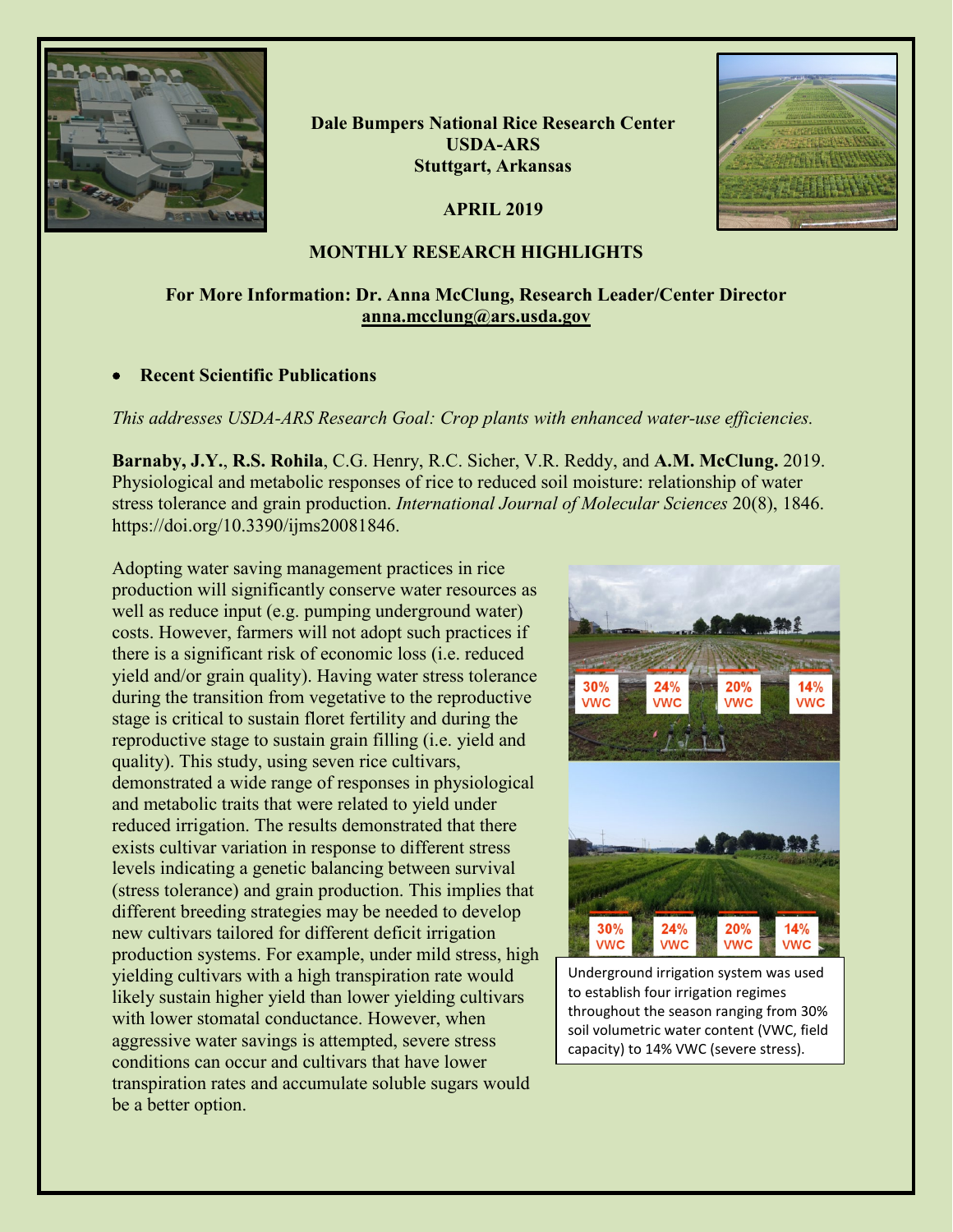**Dale Bumpers National Rice Research Center**
**USDA-ARS**
**Stuttgart, Arkansas**

**APRIL 2019**

## MONTHLY RESEARCH HIGHLIGHTS

**For More Information: Dr. Anna McClung, Research Leader/Center Director**
**anna.mcclung@ars.usda.gov**

- **Recent Scientific Publications**

*This addresses USDA-ARS Research Goal: Crop plants with enhanced water-use efficiencies.*

**Barnaby, J.Y.**, **R.S. Rohila**, C.G. Henry, R.C. Sicher, V.R. Reddy, and **A.M. McClung.** 2019. Physiological and metabolic responses of rice to reduced soil moisture: relationship of water stress tolerance and grain production. *International Journal of Molecular Sciences* 20(8), 1846. https://doi.org/10.3390/ijms20081846.

Adopting water saving management practices in rice production will significantly conserve water resources as well as reduce input (e.g. pumping underground water) costs. However, farmers will not adopt such practices if there is a significant risk of economic loss (i.e. reduced yield and/or grain quality). Having water stress tolerance during the transition from vegetative to the reproductive stage is critical to sustain floret fertility and during the reproductive stage to sustain grain filling (i.e. yield and quality). This study, using seven rice cultivars, demonstrated a wide range of responses in physiological and metabolic traits that were related to yield under reduced irrigation. The results demonstrated that there exists cultivar variation in response to different stress levels indicating a genetic balancing between survival (stress tolerance) and grain production. This implies that different breeding strategies may be needed to develop new cultivars tailored for different deficit irrigation production systems. For example, under mild stress, high yielding cultivars with a high transpiration rate would likely sustain higher yield than lower yielding cultivars with lower stomatal conductance. However, when aggressive water savings is attempted, severe stress conditions can occur and cultivars that have lower transpiration rates and accumulate soluble sugars would be a better option.

Underground irrigation system was used to establish four irrigation regimes throughout the season ranging from 30% soil volumetric water content (VWC, field capacity) to 14% VWC (severe stress).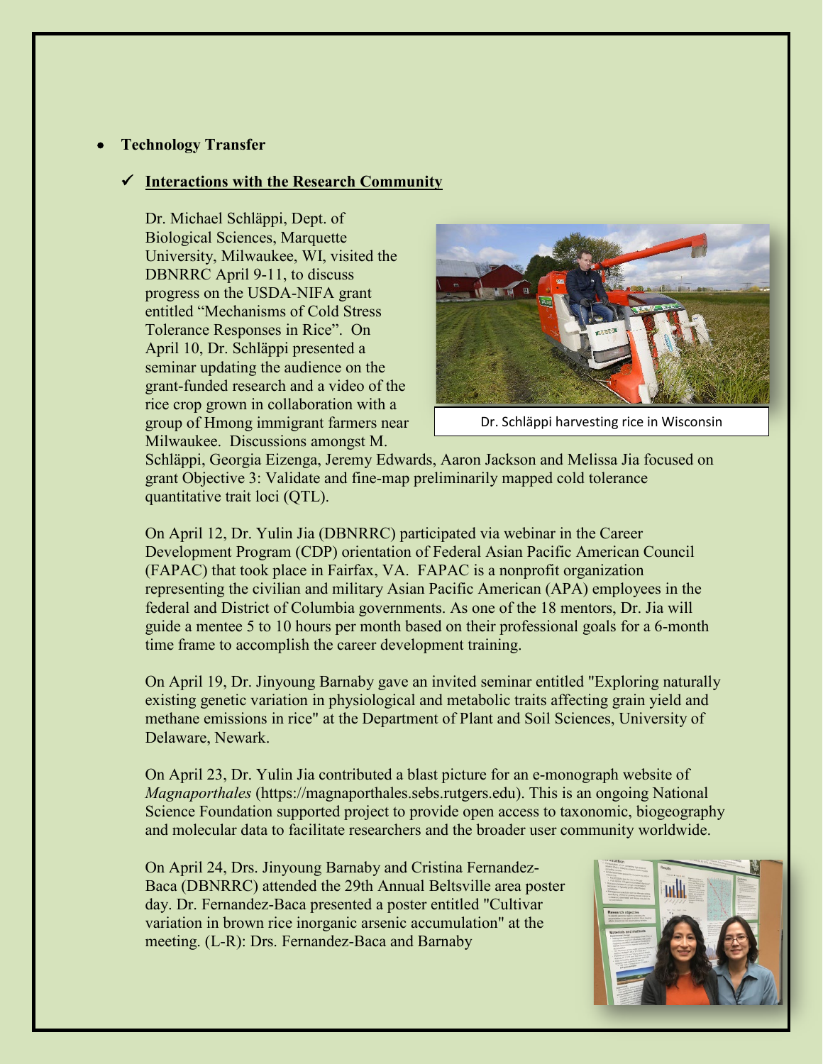- **Technology Transfer**

  - ✓ **Interactions with the Research Community**

Dr. Michael Schläppi, Dept. of Biological Sciences, Marquette University, Milwaukee, WI, visited the DBNRRC April 9-11, to discuss progress on the USDA-NIFA grant entitled "Mechanisms of Cold Stress Tolerance Responses in Rice". On April 10, Dr. Schläppi presented a seminar updating the audience on the grant-funded research and a video of the rice crop grown in collaboration with a group of Hmong immigrant farmers near Milwaukee. Discussions amongst M. Schläppi, Georgia Eizenga, Jeremy Edwards, Aaron Jackson and Melissa Jia focused on grant Objective 3: Validate and fine-map preliminarily mapped cold tolerance quantitative trait loci (QTL).

Dr. Schläppi harvesting rice in Wisconsin

On April 12, Dr. Yulin Jia (DBNRRC) participated via webinar in the Career Development Program (CDP) orientation of Federal Asian Pacific American Council (FAPAC) that took place in Fairfax, VA. FAPAC is a nonprofit organization representing the civilian and military Asian Pacific American (APA) employees in the federal and District of Columbia governments. As one of the 18 mentors, Dr. Jia will guide a mentee 5 to 10 hours per month based on their professional goals for a 6-month time frame to accomplish the career development training.

On April 19, Dr. Jinyoung Barnaby gave an invited seminar entitled "Exploring naturally existing genetic variation in physiological and metabolic traits affecting grain yield and methane emissions in rice" at the Department of Plant and Soil Sciences, University of Delaware, Newark.

On April 23, Dr. Yulin Jia contributed a blast picture for an e-monograph website of *Magnaporthales* (https://magnaporthales.sebs.rutgers.edu). This is an ongoing National Science Foundation supported project to provide open access to taxonomic, biogeography and molecular data to facilitate researchers and the broader user community worldwide.

On April 24, Drs. Jinyoung Barnaby and Cristina Fernandez-Baca (DBNRRC) attended the 29th Annual Beltsville area poster day. Dr. Fernandez-Baca presented a poster entitled "Cultivar variation in brown rice inorganic arsenic accumulation" at the meeting. (L-R): Drs. Fernandez-Baca and Barnaby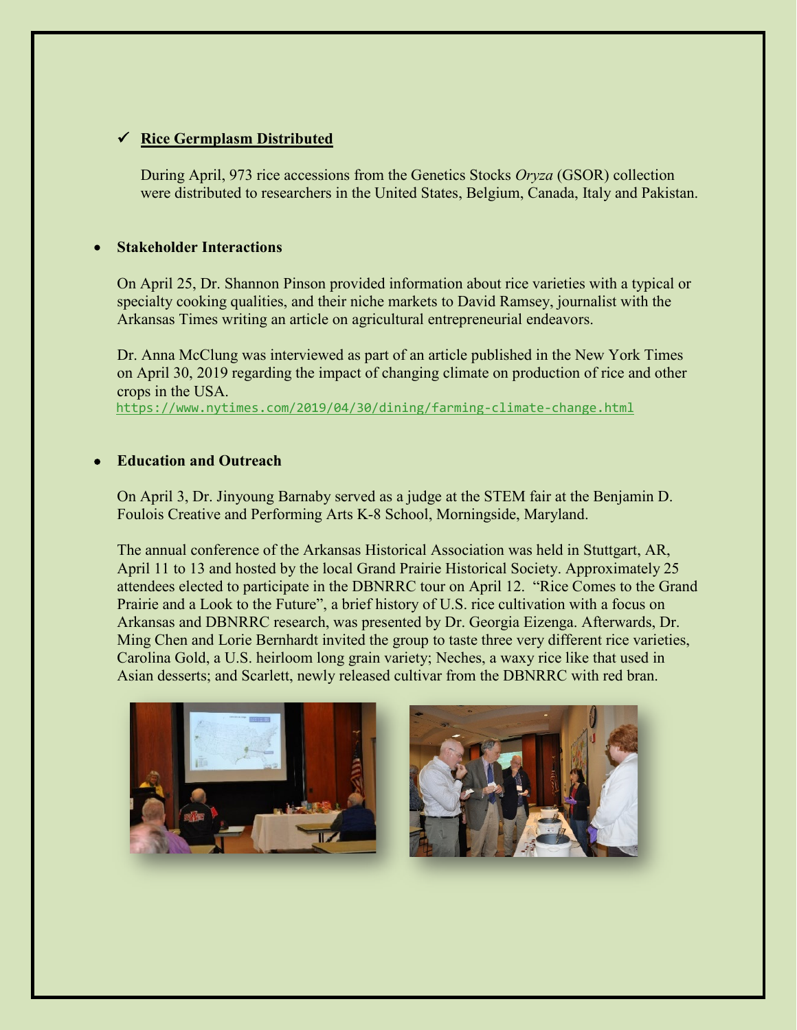- ✓ **Rice Germplasm Distributed**

  During April, 973 rice accessions from the Genetics Stocks *Oryza* (GSOR) collection were distributed to researchers in the United States, Belgium, Canada, Italy and Pakistan.

- **Stakeholder Interactions**

  On April 25, Dr. Shannon Pinson provided information about rice varieties with a typical or specialty cooking qualities, and their niche markets to David Ramsey, journalist with the Arkansas Times writing an article on agricultural entrepreneurial endeavors.

  Dr. Anna McClung was interviewed as part of an article published in the New York Times on April 30, 2019 regarding the impact of changing climate on production of rice and other crops in the USA.
  https://www.nytimes.com/2019/04/30/dining/farming-climate-change.html

- **Education and Outreach**

  On April 3, Dr. Jinyoung Barnaby served as a judge at the STEM fair at the Benjamin D. Foulois Creative and Performing Arts K-8 School, Morningside, Maryland.

  The annual conference of the Arkansas Historical Association was held in Stuttgart, AR, April 11 to 13 and hosted by the local Grand Prairie Historical Society. Approximately 25 attendees elected to participate in the DBNRRC tour on April 12. "Rice Comes to the Grand Prairie and a Look to the Future", a brief history of U.S. rice cultivation with a focus on Arkansas and DBNRRC research, was presented by Dr. Georgia Eizenga. Afterwards, Dr. Ming Chen and Lorie Bernhardt invited the group to taste three very different rice varieties, Carolina Gold, a U.S. heirloom long grain variety; Neches, a waxy rice like that used in Asian desserts; and Scarlett, newly released cultivar from the DBNRRC with red bran.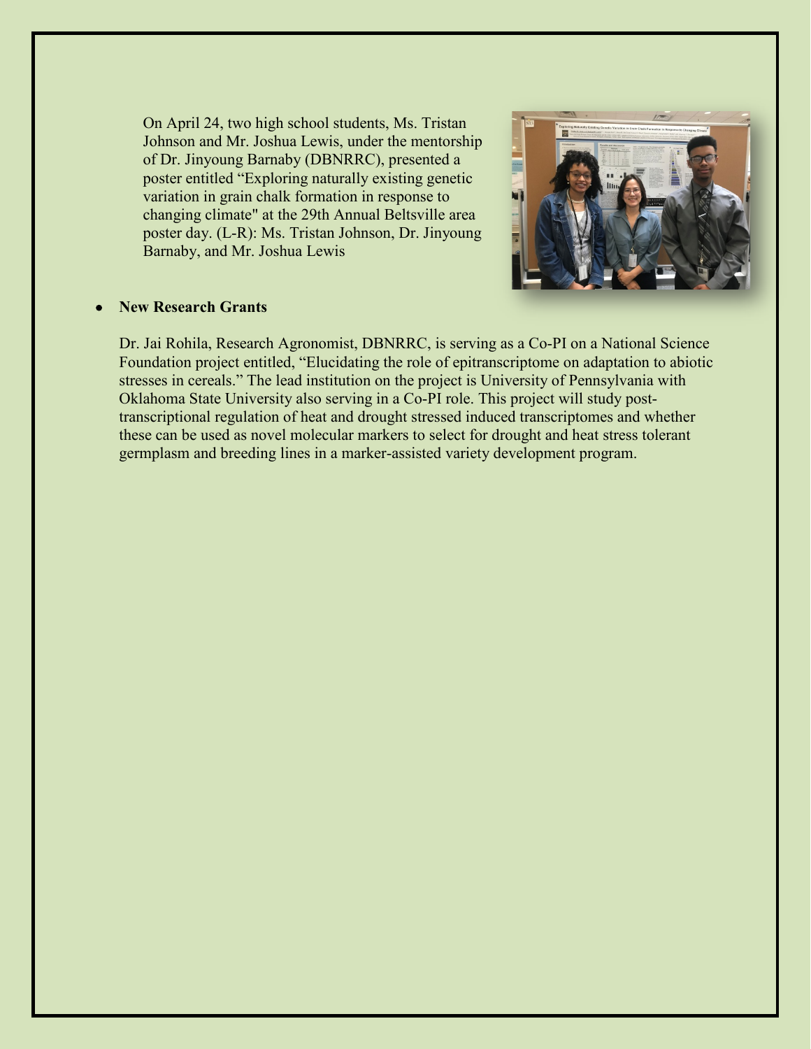On April 24, two high school students, Ms. Tristan Johnson and Mr. Joshua Lewis, under the mentorship of Dr. Jinyoung Barnaby (DBNRRC), presented a poster entitled "Exploring naturally existing genetic variation in grain chalk formation in response to changing climate" at the 29th Annual Beltsville area poster day. (L-R): Ms. Tristan Johnson, Dr. Jinyoung Barnaby, and Mr. Joshua Lewis

- **New Research Grants**

  Dr. Jai Rohila, Research Agronomist, DBNRRC, is serving as a Co-PI on a National Science Foundation project entitled, "Elucidating the role of epitranscriptome on adaptation to abiotic stresses in cereals." The lead institution on the project is University of Pennsylvania with Oklahoma State University also serving in a Co-PI role. This project will study post-transcriptional regulation of heat and drought stressed induced transcriptomes and whether these can be used as novel molecular markers to select for drought and heat stress tolerant germplasm and breeding lines in a marker-assisted variety development program.